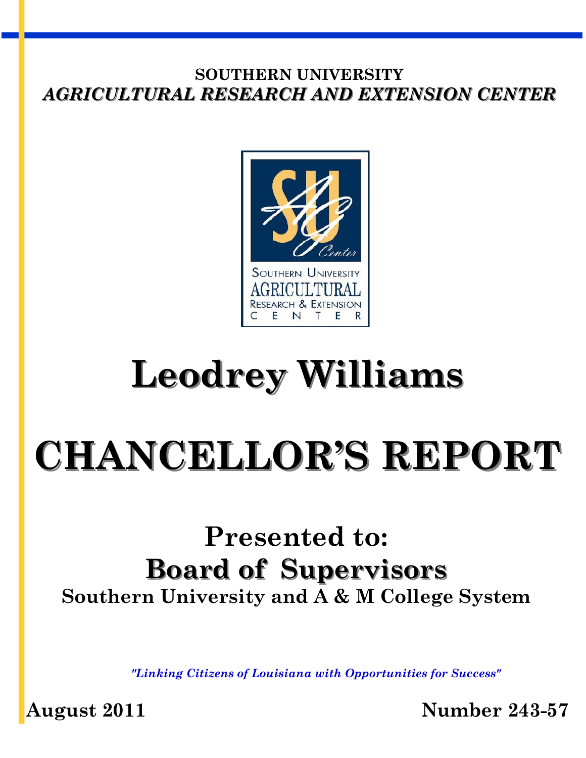**SOUTHERN UNIVERSITY**
***AGRICULTURAL RESEARCH AND EXTENSION CENTER***

# Leodrey Williams

# CHANCELLOR'S REPORT

## Presented to:
## Board of Supervisors
**Southern University and A & M College System**

*"Linking Citizens of Louisiana with Opportunities for Success"*

**August 2011** **Number 243-57**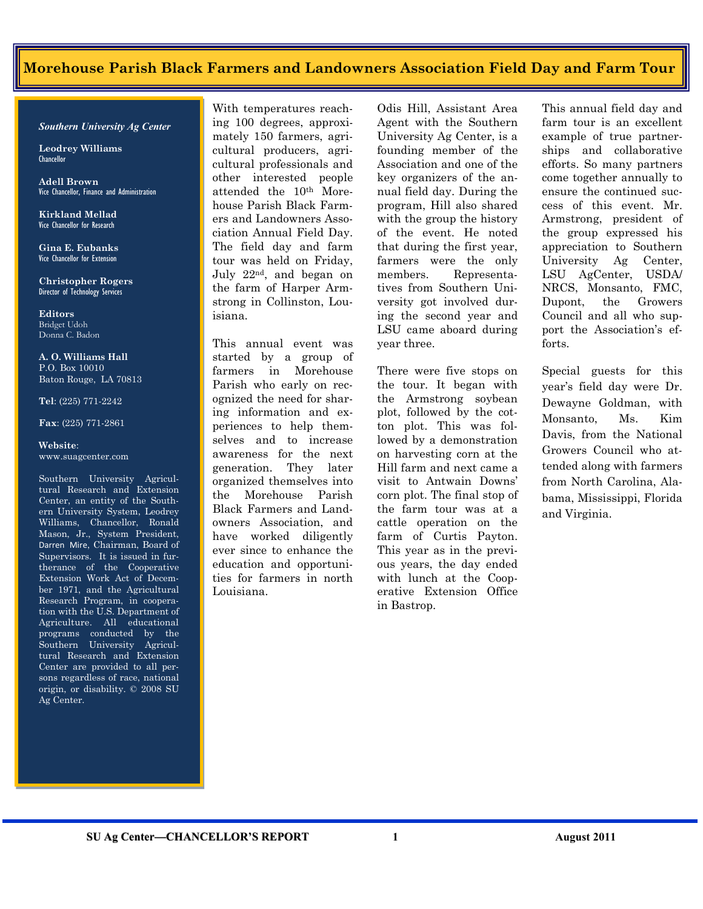# Morehouse Parish Black Farmers and Landowners Association Field Day and Farm Tour

*Southern University Ag Center*

**Leodrey Williams**
Chancellor

**Adell Brown**
Vice Chancellor, Finance and Administration

**Kirkland Mellad**
Vice Chancellor for Research

**Gina E. Eubanks**
Vice Chancellor for Extension

**Christopher Rogers**
Director of Technology Services

**Editors**
Bridget Udoh
Donna C. Badon

**A. O. Williams Hall**
P.O. Box 10010
Baton Rouge, LA 70813

**Tel**: (225) 771-2242

**Fax**: (225) 771-2861

**Website**:
www.suagcenter.com

Southern University Agricultural Research and Extension Center, an entity of the Southern University System, Leodrey Williams, Chancellor, Ronald Mason, Jr., System President, Darren Mire, Chairman, Board of Supervisors. It is issued in furtherance of the Cooperative Extension Work Act of December 1971, and the Agricultural Research Program, in cooperation with the U.S. Department of Agriculture. All educational programs conducted by the Southern University Agricultural Research and Extension Center are provided to all persons regardless of race, national origin, or disability. © 2008 SU Ag Center.

With temperatures reaching 100 degrees, approximately 150 farmers, agricultural producers, agricultural professionals and other interested people attended the 10th Morehouse Parish Black Farmers and Landowners Association Annual Field Day. The field day and farm tour was held on Friday, July 22nd, and began on the farm of Harper Armstrong in Collinston, Louisiana.

This annual event was started by a group of farmers in Morehouse Parish who early on recognized the need for sharing information and experiences to help themselves and to increase awareness for the next generation. They later organized themselves into the Morehouse Parish Black Farmers and Landowners Association, and have worked diligently ever since to enhance the education and opportunities for farmers in north Louisiana.

Odis Hill, Assistant Area Agent with the Southern University Ag Center, is a founding member of the Association and one of the key organizers of the annual field day. During the program, Hill also shared with the group the history of the event. He noted that during the first year, farmers were the only members. Representatives from Southern University got involved during the second year and LSU came aboard during year three.

There were five stops on the tour. It began with the Armstrong soybean plot, followed by the cotton plot. This was followed by a demonstration on harvesting corn at the Hill farm and next came a visit to Antwain Downs' corn plot. The final stop of the farm tour was at a cattle operation on the farm of Curtis Payton. This year as in the previous years, the day ended with lunch at the Cooperative Extension Office in Bastrop.

This annual field day and farm tour is an excellent example of true partnerships and collaborative efforts. So many partners come together annually to ensure the continued success of this event. Mr. Armstrong, president of the group expressed his appreciation to Southern University Ag Center, LSU AgCenter, USDA/NRCS, Monsanto, FMC, Dupont, the Growers Council and all who support the Association's efforts.

Special guests for this year's field day were Dr. Dewayne Goldman, with Monsanto, Ms. Kim Davis, from the National Growers Council who attended along with farmers from North Carolina, Alabama, Mississippi, Florida and Virginia.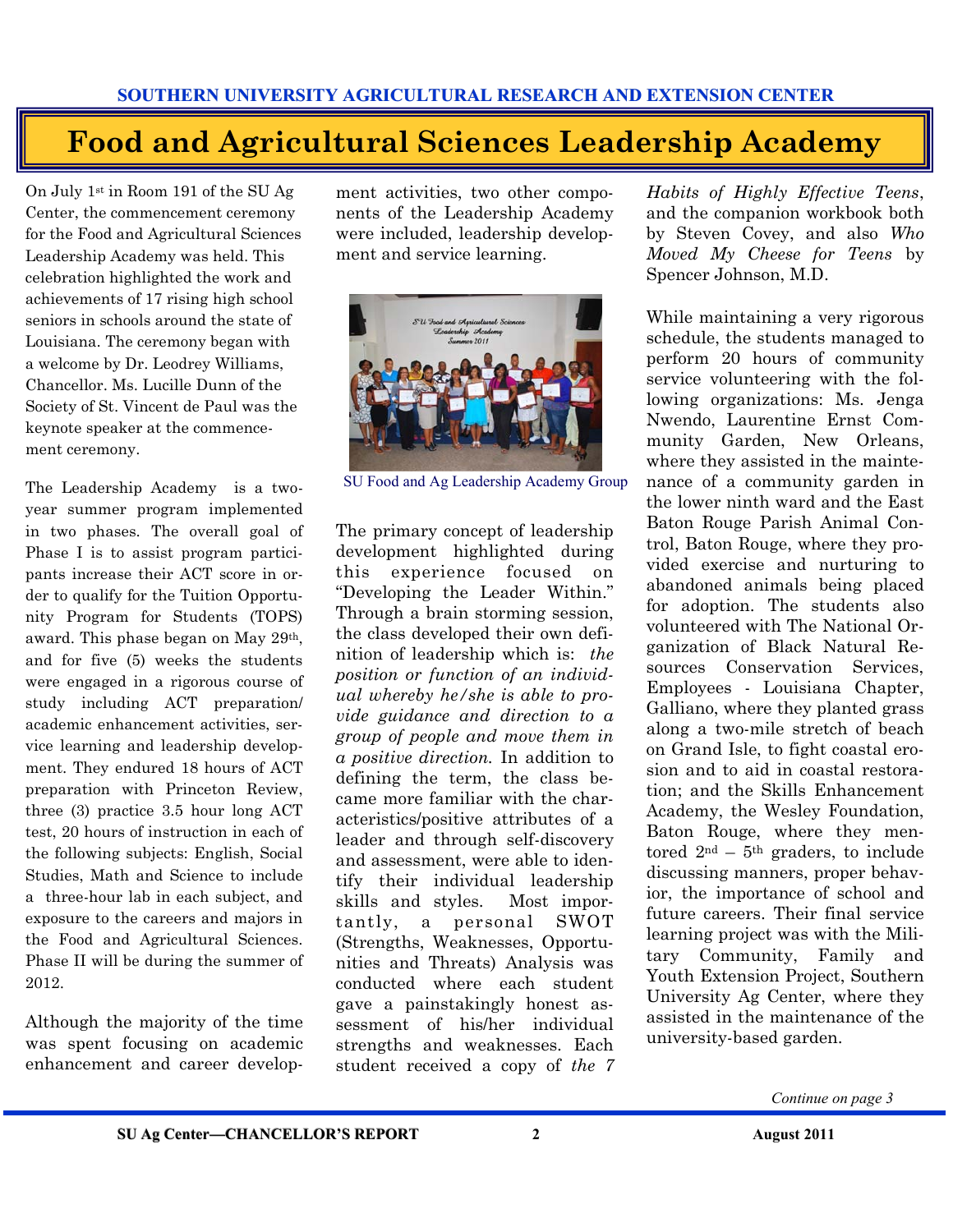# Food and Agricultural Sciences Leadership Academy

On July 1st in Room 191 of the SU Ag Center, the commencement ceremony for the Food and Agricultural Sciences Leadership Academy was held. This celebration highlighted the work and achievements of 17 rising high school seniors in schools around the state of Louisiana. The ceremony began with a welcome by Dr. Leodrey Williams, Chancellor. Ms. Lucille Dunn of the Society of St. Vincent de Paul was the keynote speaker at the commencement ceremony.

The Leadership Academy is a two-year summer program implemented in two phases. The overall goal of Phase I is to assist program participants increase their ACT score in order to qualify for the Tuition Opportunity Program for Students (TOPS) award. This phase began on May 29th, and for five (5) weeks the students were engaged in a rigorous course of study including ACT preparation/ academic enhancement activities, service learning and leadership development. They endured 18 hours of ACT preparation with Princeton Review, three (3) practice 3.5 hour long ACT test, 20 hours of instruction in each of the following subjects: English, Social Studies, Math and Science to include a three-hour lab in each subject, and exposure to the careers and majors in the Food and Agricultural Sciences. Phase II will be during the summer of 2012.

Although the majority of the time was spent focusing on academic enhancement and career development activities, two other components of the Leadership Academy were included, leadership development and service learning.

SU Food and Ag Leadership Academy Group

The primary concept of leadership development highlighted during this experience focused on "Developing the Leader Within." Through a brain storming session, the class developed their own definition of leadership which is: *the position or function of an individual whereby he/she is able to provide guidance and direction to a group of people and move them in a positive direction.* In addition to defining the term, the class became more familiar with the characteristics/positive attributes of a leader and through self-discovery and assessment, were able to identify their individual leadership skills and styles. Most importantly, a personal SWOT (Strengths, Weaknesses, Opportunities and Threats) Analysis was conducted where each student gave a painstakingly honest assessment of his/her individual strengths and weaknesses. Each student received a copy of *the 7 Habits of Highly Effective Teens*, and the companion workbook both by Steven Covey, and also *Who Moved My Cheese for Teens* by Spencer Johnson, M.D.

While maintaining a very rigorous schedule, the students managed to perform 20 hours of community service volunteering with the following organizations: Ms. Jenga Nwendo, Laurentine Ernst Community Garden, New Orleans, where they assisted in the maintenance of a community garden in the lower ninth ward and the East Baton Rouge Parish Animal Control, Baton Rouge, where they provided exercise and nurturing to abandoned animals being placed for adoption. The students also volunteered with The National Organization of Black Natural Resources Conservation Services, Employees - Louisiana Chapter, Galliano, where they planted grass along a two-mile stretch of beach on Grand Isle, to fight coastal erosion and to aid in coastal restoration; and the Skills Enhancement Academy, the Wesley Foundation, Baton Rouge, where they mentored 2nd – 5th graders, to include discussing manners, proper behavior, the importance of school and future careers. Their final service learning project was with the Military Community, Family and Youth Extension Project, Southern University Ag Center, where they assisted in the maintenance of the university-based garden.

*Continue on page 3*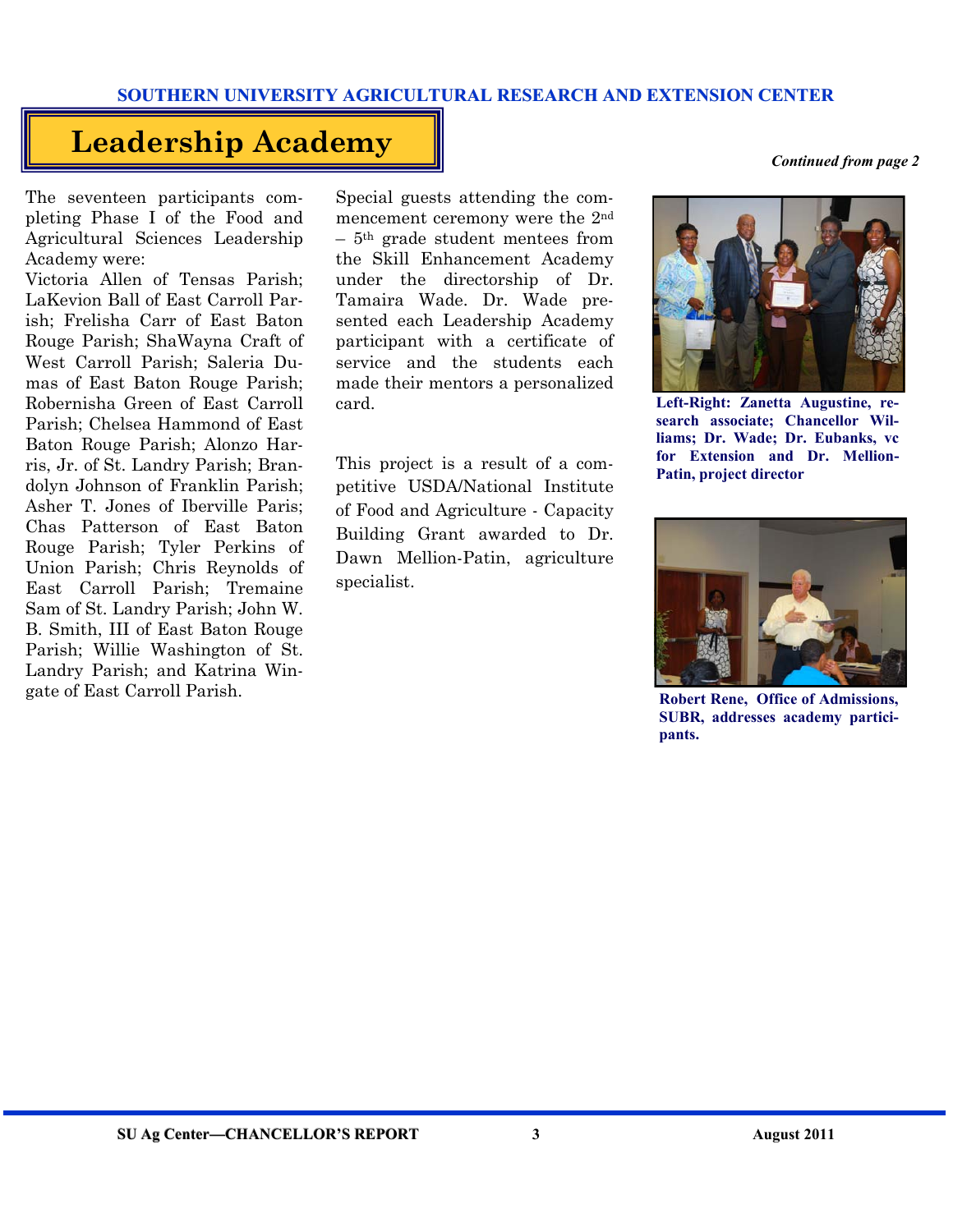SOUTHERN UNIVERSITY AGRICULTURAL RESEARCH AND EXTENSION CENTER

# Leadership Academy

*Continued from page 2*

The seventeen participants completing Phase I of the Food and Agricultural Sciences Leadership Academy were:

Victoria Allen of Tensas Parish; LaKevion Ball of East Carroll Parish; Frelisha Carr of East Baton Rouge Parish; ShaWayna Craft of West Carroll Parish; Saleria Dumas of East Baton Rouge Parish; Robernisha Green of East Carroll Parish; Chelsea Hammond of East Baton Rouge Parish; Alonzo Harris, Jr. of St. Landry Parish; Brandolyn Johnson of Franklin Parish; Asher T. Jones of Iberville Paris; Chas Patterson of East Baton Rouge Parish; Tyler Perkins of Union Parish; Chris Reynolds of East Carroll Parish; Tremaine Sam of St. Landry Parish; John W. B. Smith, III of East Baton Rouge Parish; Willie Washington of St. Landry Parish; and Katrina Wingate of East Carroll Parish.

Special guests attending the commencement ceremony were the 2nd – 5th grade student mentees from the Skill Enhancement Academy under the directorship of Dr. Tamaira Wade. Dr. Wade presented each Leadership Academy participant with a certificate of service and the students each made their mentors a personalized card.

This project is a result of a competitive USDA/National Institute of Food and Agriculture - Capacity Building Grant awarded to Dr. Dawn Mellion-Patin, agriculture specialist.

**Left-Right: Zanetta Augustine, research associate; Chancellor Williams; Dr. Wade; Dr. Eubanks, vc for Extension and Dr. Mellion-Patin, project director**

**Robert Rene, Office of Admissions, SUBR, addresses academy participants.**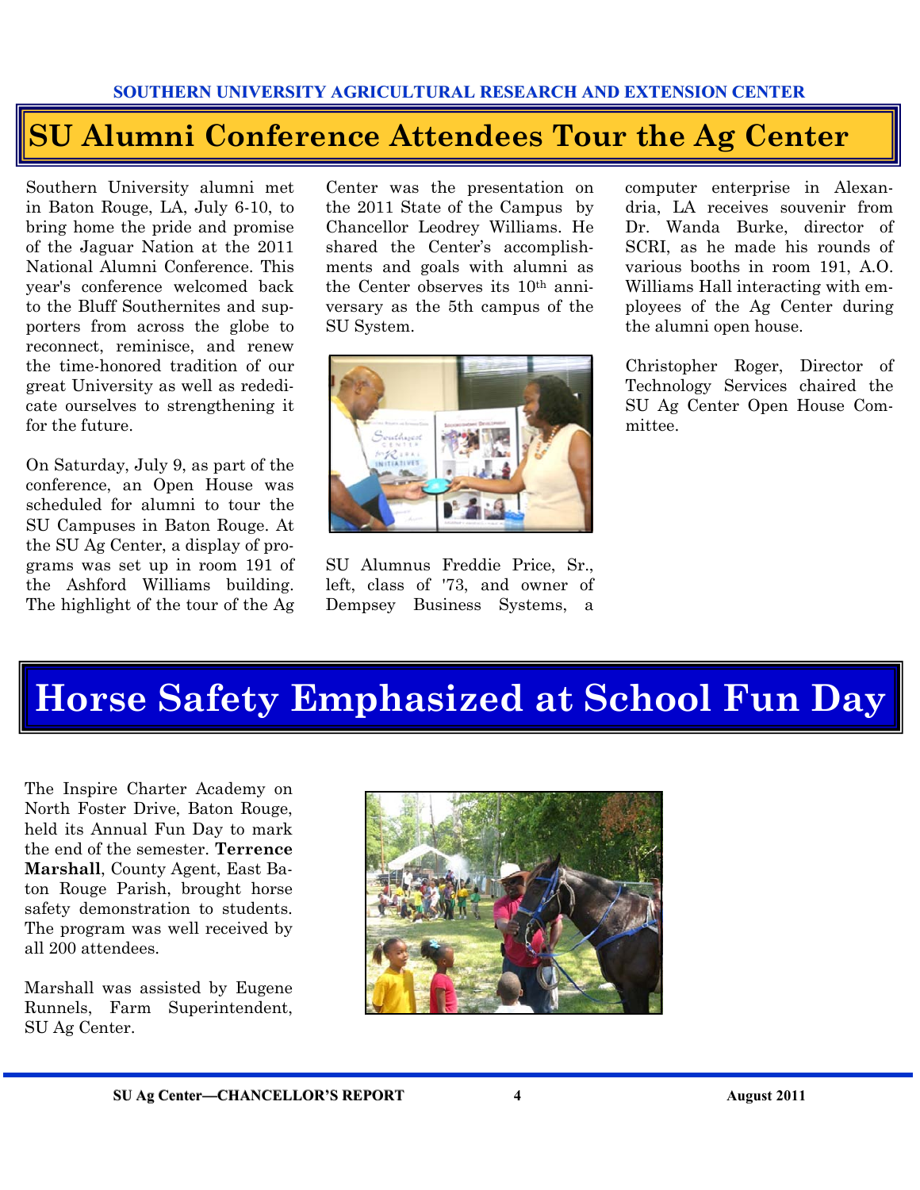# SU Alumni Conference Attendees Tour the Ag Center

Southern University alumni met in Baton Rouge, LA, July 6-10, to bring home the pride and promise of the Jaguar Nation at the 2011 National Alumni Conference. This year's conference welcomed back to the Bluff Southernites and supporters from across the globe to reconnect, reminisce, and renew the time-honored tradition of our great University as well as rededicate ourselves to strengthening it for the future.

On Saturday, July 9, as part of the conference, an Open House was scheduled for alumni to tour the SU Campuses in Baton Rouge. At the SU Ag Center, a display of programs was set up in room 191 of the Ashford Williams building. The highlight of the tour of the Ag Center was the presentation on the 2011 State of the Campus by Chancellor Leodrey Williams. He shared the Center's accomplishments and goals with alumni as the Center observes its 10th anniversary as the 5th campus of the SU System.

SU Alumnus Freddie Price, Sr., left, class of '73, and owner of Dempsey Business Systems, a computer enterprise in Alexandria, LA receives souvenir from Dr. Wanda Burke, director of SCRI, as he made his rounds of various booths in room 191, A.O. Williams Hall interacting with employees of the Ag Center during the alumni open house.

Christopher Roger, Director of Technology Services chaired the SU Ag Center Open House Committee.

# Horse Safety Emphasized at School Fun Day

The Inspire Charter Academy on North Foster Drive, Baton Rouge, held its Annual Fun Day to mark the end of the semester. **Terrence Marshall**, County Agent, East Baton Rouge Parish, brought horse safety demonstration to students. The program was well received by all 200 attendees.

Marshall was assisted by Eugene Runnels, Farm Superintendent, SU Ag Center.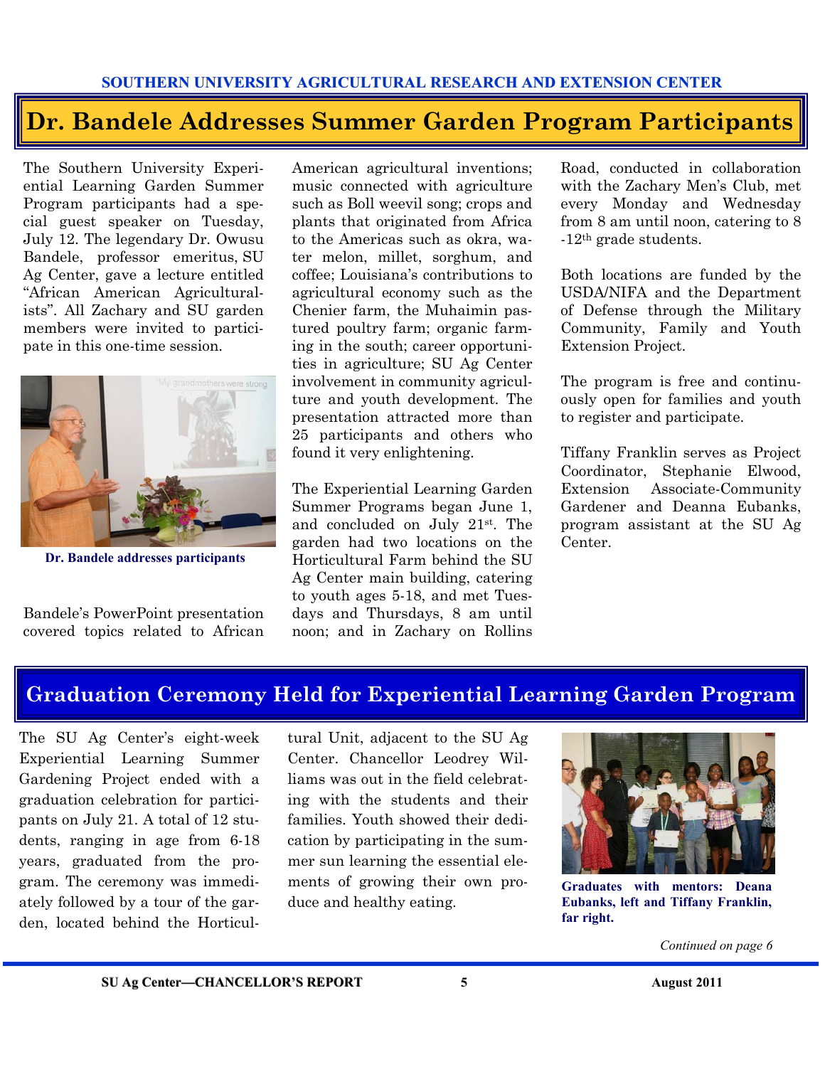SOUTHERN UNIVERSITY AGRICULTURAL RESEARCH AND EXTENSION CENTER

# Dr. Bandele Addresses Summer Garden Program Participants

The Southern University Experiential Learning Garden Summer Program participants had a special guest speaker on Tuesday, July 12. The legendary Dr. Owusu Bandele, professor emeritus, SU Ag Center, gave a lecture entitled “African American Agriculturalists”. All Zachary and SU garden members were invited to participate in this one-time session.

**Dr. Bandele addresses participants**

Bandele’s PowerPoint presentation covered topics related to African American agricultural inventions; music connected with agriculture such as Boll weevil song; crops and plants that originated from Africa to the Americas such as okra, water melon, millet, sorghum, and coffee; Louisiana’s contributions to agricultural economy such as the Chenier farm, the Muhaimin pastured poultry farm; organic farming in the south; career opportunities in agriculture; SU Ag Center involvement in community agriculture and youth development. The presentation attracted more than 25 participants and others who found it very enlightening.

The Experiential Learning Garden Summer Programs began June 1, and concluded on July 21st. The garden had two locations on the Horticultural Farm behind the SU Ag Center main building, catering to youth ages 5-18, and met Tuesdays and Thursdays, 8 am until noon; and in Zachary on Rollins Road, conducted in collaboration with the Zachary Men’s Club, met every Monday and Wednesday from 8 am until noon, catering to 8-12th grade students.

Both locations are funded by the USDA/NIFA and the Department of Defense through the Military Community, Family and Youth Extension Project.

The program is free and continuously open for families and youth to register and participate.

Tiffany Franklin serves as Project Coordinator, Stephanie Elwood, Extension Associate-Community Gardener and Deanna Eubanks, program assistant at the SU Ag Center.

# Graduation Ceremony Held for Experiential Learning Garden Program

The SU Ag Center’s eight-week Experiential Learning Summer Gardening Project ended with a graduation celebration for participants on July 21. A total of 12 students, ranging in age from 6-18 years, graduated from the program. The ceremony was immediately followed by a tour of the garden, located behind the Horticultural Unit, adjacent to the SU Ag Center. Chancellor Leodrey Williams was out in the field celebrating with the students and their families. Youth showed their dedication by participating in the summer sun learning the essential elements of growing their own produce and healthy eating.

**Graduates with mentors: Deana Eubanks, left and Tiffany Franklin, far right.**

*Continued on page 6*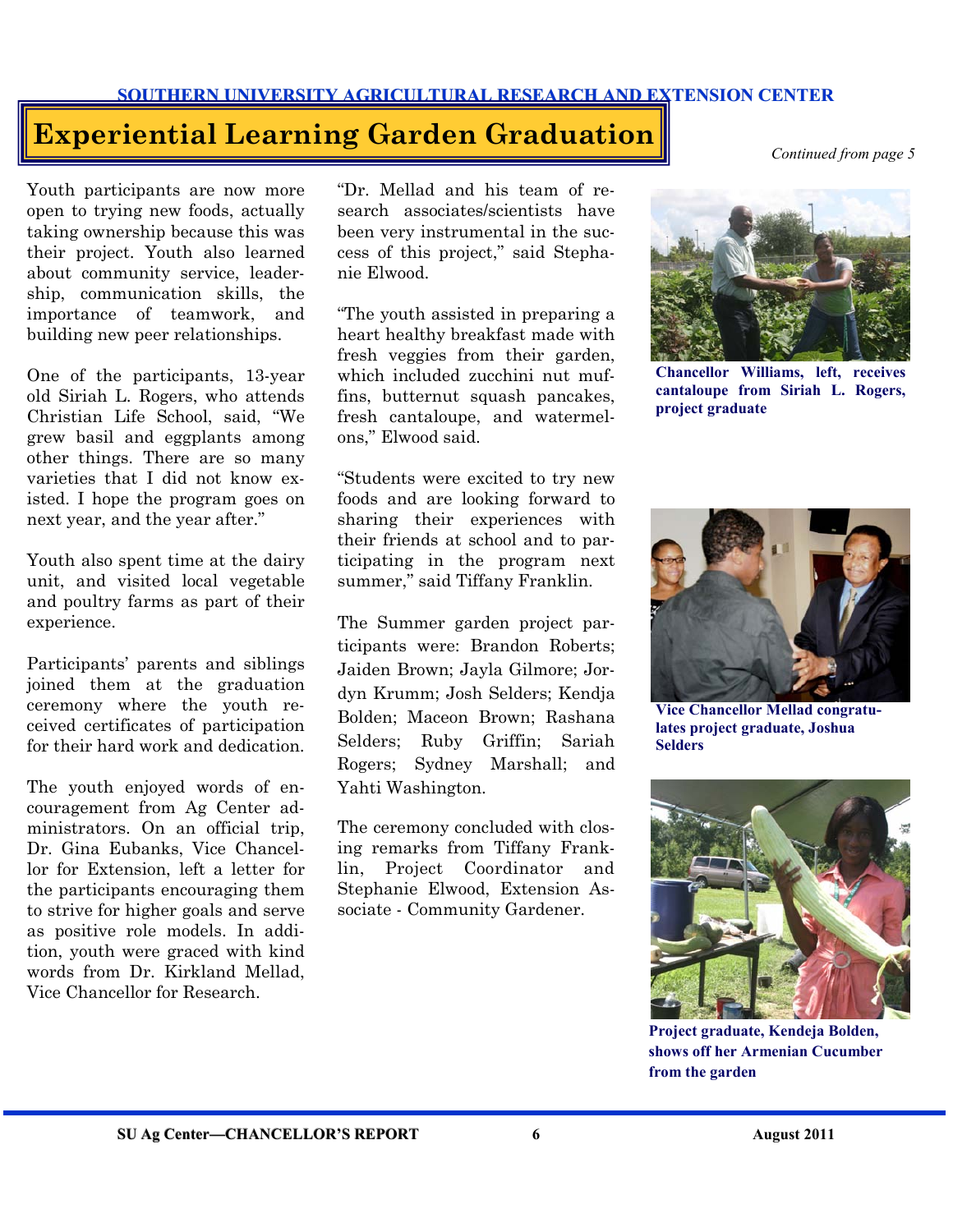# Experiential Learning Garden Graduation

*Continued from page 5*

Youth participants are now more open to trying new foods, actually taking ownership because this was their project. Youth also learned about community service, leadership, communication skills, the importance of teamwork, and building new peer relationships.

One of the participants, 13-year old Siriah L. Rogers, who attends Christian Life School, said, "We grew basil and eggplants among other things. There are so many varieties that I did not know existed. I hope the program goes on next year, and the year after."

Youth also spent time at the dairy unit, and visited local vegetable and poultry farms as part of their experience.

Participants' parents and siblings joined them at the graduation ceremony where the youth received certificates of participation for their hard work and dedication.

The youth enjoyed words of encouragement from Ag Center administrators. On an official trip, Dr. Gina Eubanks, Vice Chancellor for Extension, left a letter for the participants encouraging them to strive for higher goals and serve as positive role models. In addition, youth were graced with kind words from Dr. Kirkland Mellad, Vice Chancellor for Research.

"Dr. Mellad and his team of research associates/scientists have been very instrumental in the success of this project," said Stephanie Elwood.

"The youth assisted in preparing a heart healthy breakfast made with fresh veggies from their garden, which included zucchini nut muffins, butternut squash pancakes, fresh cantaloupe, and watermelons," Elwood said.

"Students were excited to try new foods and are looking forward to sharing their experiences with their friends at school and to participating in the program next summer," said Tiffany Franklin.

The Summer garden project participants were: Brandon Roberts; Jaiden Brown; Jayla Gilmore; Jordyn Krumm; Josh Selders; Kendja Bolden; Maceon Brown; Rashana Selders; Ruby Griffin; Sariah Rogers; Sydney Marshall; and Yahti Washington.

The ceremony concluded with closing remarks from Tiffany Franklin, Project Coordinator and Stephanie Elwood, Extension Associate - Community Gardener.

**Chancellor Williams, left, receives cantaloupe from Siriah L. Rogers, project graduate**

**Vice Chancellor Mellad congratulates project graduate, Joshua Selders**

**Project graduate, Kendeja Bolden, shows off her Armenian Cucumber from the garden**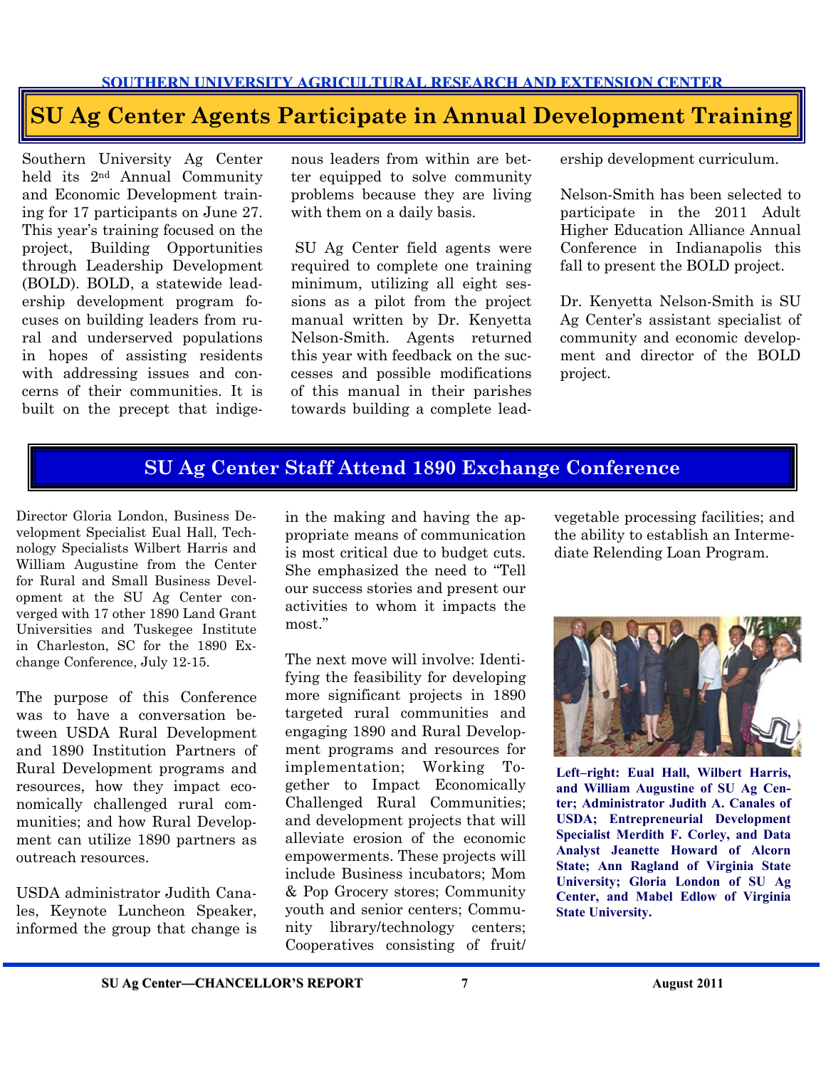SOUTHERN UNIVERSITY AGRICULTURAL RESEARCH AND EXTENSION CENTER

# SU Ag Center Agents Participate in Annual Development Training

Southern University Ag Center held its 2nd Annual Community and Economic Development training for 17 participants on June 27. This year's training focused on the project, Building Opportunities through Leadership Development (BOLD). BOLD, a statewide leadership development program focuses on building leaders from rural and underserved populations in hopes of assisting residents with addressing issues and concerns of their communities. It is built on the precept that indigenous leaders from within are better equipped to solve community problems because they are living with them on a daily basis.

SU Ag Center field agents were required to complete one training minimum, utilizing all eight sessions as a pilot from the project manual written by Dr. Kenyetta Nelson-Smith. Agents returned this year with feedback on the successes and possible modifications of this manual in their parishes towards building a complete leadership development curriculum.

Nelson-Smith has been selected to participate in the 2011 Adult Higher Education Alliance Annual Conference in Indianapolis this fall to present the BOLD project.

Dr. Kenyetta Nelson-Smith is SU Ag Center's assistant specialist of community and economic development and director of the BOLD project.

# SU Ag Center Staff Attend 1890 Exchange Conference

Director Gloria London, Business Development Specialist Eual Hall, Technology Specialists Wilbert Harris and William Augustine from the Center for Rural and Small Business Development at the SU Ag Center converged with 17 other 1890 Land Grant Universities and Tuskegee Institute in Charleston, SC for the 1890 Exchange Conference, July 12-15.

The purpose of this Conference was to have a conversation between USDA Rural Development and 1890 Institution Partners of Rural Development programs and resources, how they impact economically challenged rural communities; and how Rural Development can utilize 1890 partners as outreach resources.

USDA administrator Judith Canales, Keynote Luncheon Speaker, informed the group that change is in the making and having the appropriate means of communication is most critical due to budget cuts. She emphasized the need to "Tell our success stories and present our activities to whom it impacts the most."

The next move will involve: Identifying the feasibility for developing more significant projects in 1890 targeted rural communities and engaging 1890 and Rural Development programs and resources for implementation; Working Together to Impact Economically Challenged Rural Communities; and development projects that will alleviate erosion of the economic empowerments. These projects will include Business incubators; Mom & Pop Grocery stores; Community youth and senior centers; Community library/technology centers; Cooperatives consisting of fruit/vegetable processing facilities; and the ability to establish an Intermediate Relending Loan Program.

**Left–right: Eual Hall, Wilbert Harris, and William Augustine of SU Ag Center; Administrator Judith A. Canales of USDA; Entrepreneurial Development Specialist Merdith F. Corley, and Data Analyst Jeanette Howard of Alcorn State; Ann Ragland of Virginia State University; Gloria London of SU Ag Center, and Mabel Edlow of Virginia State University.**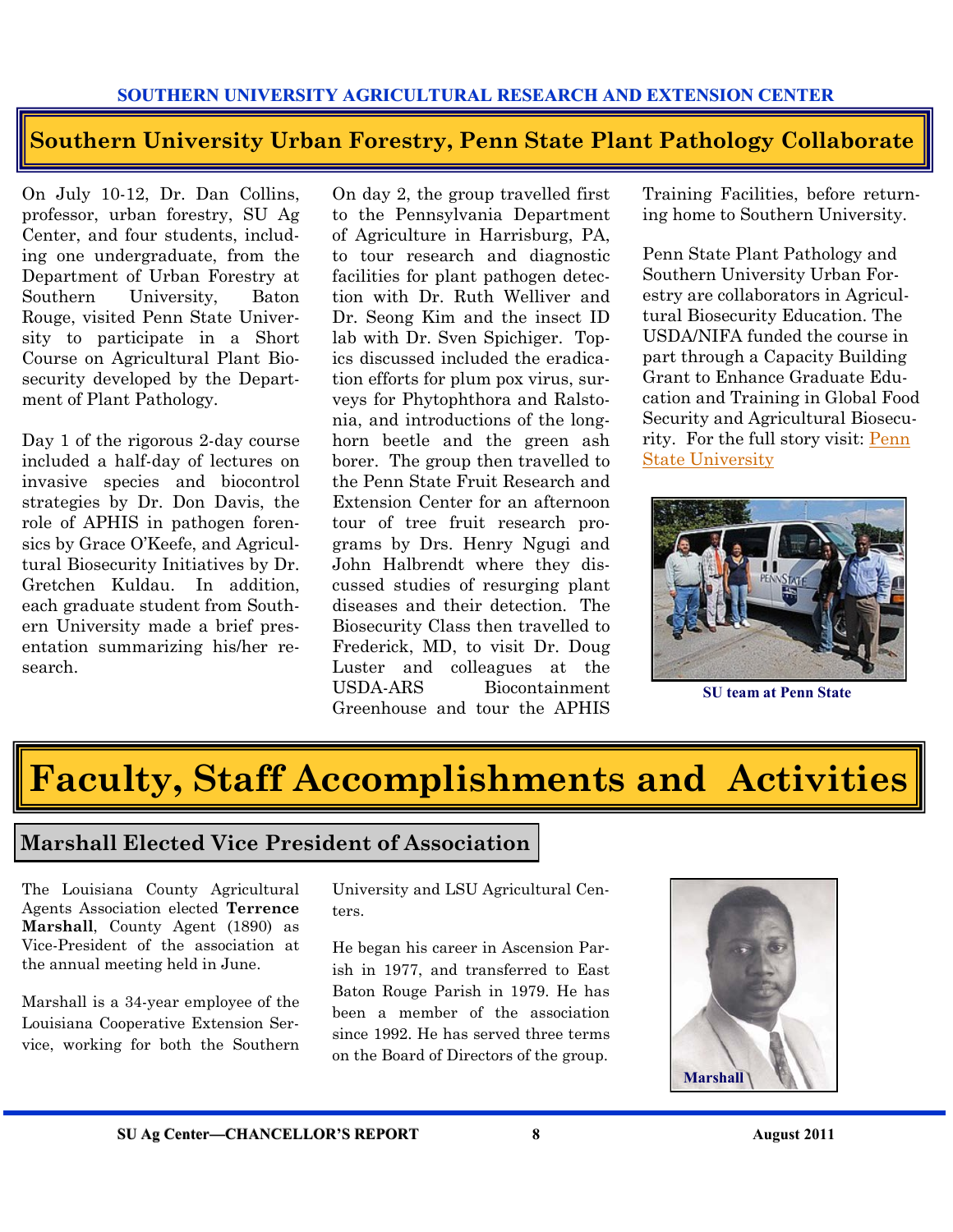## Southern University Urban Forestry, Penn State Plant Pathology Collaborate

On July 10-12, Dr. Dan Collins, professor, urban forestry, SU Ag Center, and four students, including one undergraduate, from the Department of Urban Forestry at Southern University, Baton Rouge, visited Penn State University to participate in a Short Course on Agricultural Plant Biosecurity developed by the Department of Plant Pathology.

Day 1 of the rigorous 2-day course included a half-day of lectures on invasive species and biocontrol strategies by Dr. Don Davis, the role of APHIS in pathogen forensics by Grace O'Keefe, and Agricultural Biosecurity Initiatives by Dr. Gretchen Kuldau. In addition, each graduate student from Southern University made a brief presentation summarizing his/her research.

On day 2, the group travelled first to the Pennsylvania Department of Agriculture in Harrisburg, PA, to tour research and diagnostic facilities for plant pathogen detection with Dr. Ruth Welliver and Dr. Seong Kim and the insect ID lab with Dr. Sven Spichiger. Topics discussed included the eradication efforts for plum pox virus, surveys for Phytophthora and Ralstonia, and introductions of the longhorn beetle and the green ash borer. The group then travelled to the Penn State Fruit Research and Extension Center for an afternoon tour of tree fruit research programs by Drs. Henry Ngugi and John Halbrendt where they discussed studies of resurging plant diseases and their detection. The Biosecurity Class then travelled to Frederick, MD, to visit Dr. Doug Luster and colleagues at the USDA-ARS Biocontainment Greenhouse and tour the APHIS Training Facilities, before returning home to Southern University.

Penn State Plant Pathology and Southern University Urban Forestry are collaborators in Agricultural Biosecurity Education. The USDA/NIFA funded the course in part through a Capacity Building Grant to Enhance Graduate Education and Training in Global Food Security and Agricultural Biosecurity. For the full story visit: Penn State University

SU team at Penn State

# Faculty, Staff Accomplishments and Activities

## Marshall Elected Vice President of Association

The Louisiana County Agricultural Agents Association elected **Terrence Marshall**, County Agent (1890) as Vice-President of the association at the annual meeting held in June.

Marshall is a 34-year employee of the Louisiana Cooperative Extension Service, working for both the Southern University and LSU Agricultural Centers.

He began his career in Ascension Parish in 1977, and transferred to East Baton Rouge Parish in 1979. He has been a member of the association since 1992. He has served three terms on the Board of Directors of the group.

Marshall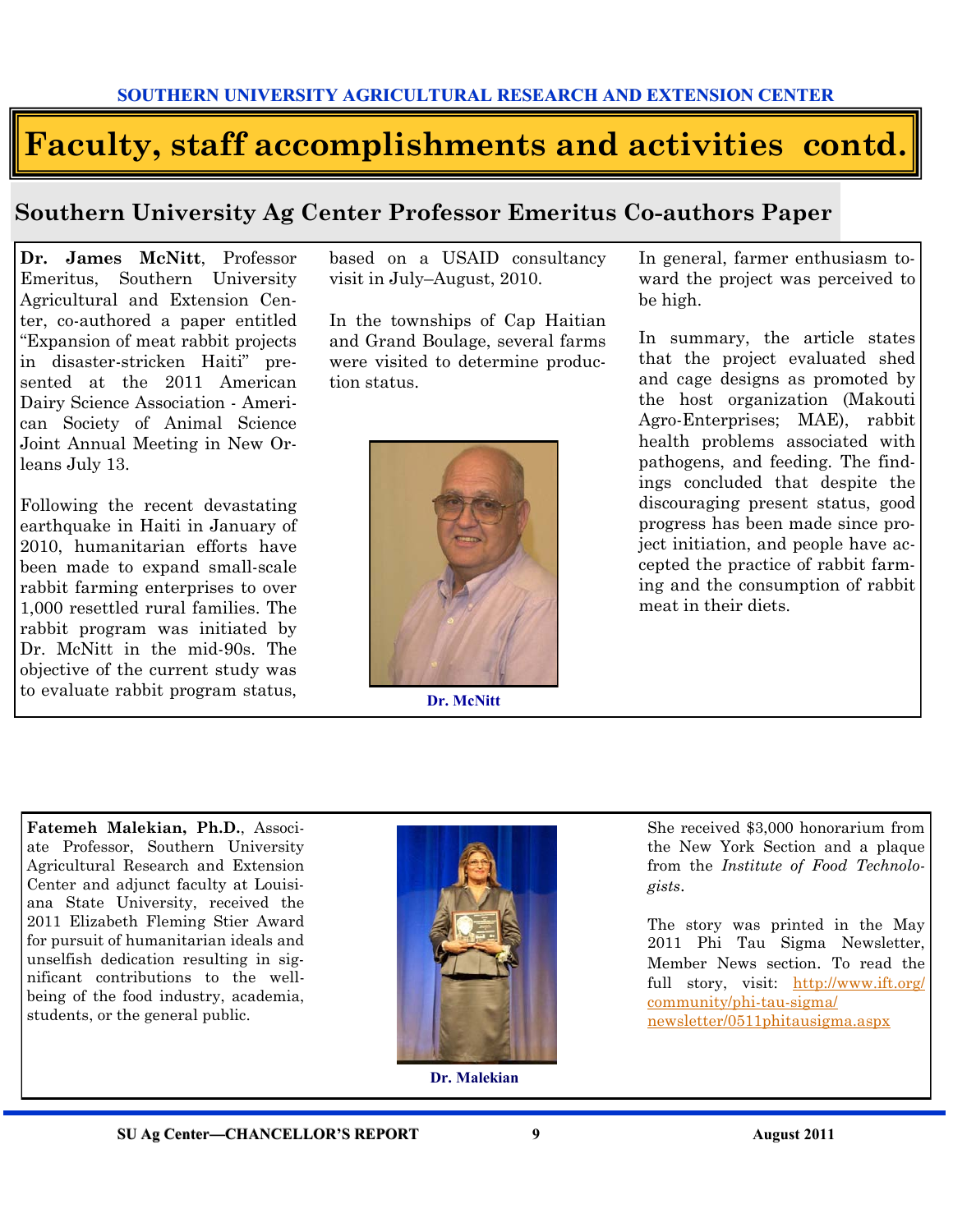# Faculty, staff accomplishments and activities contd.

## Southern University Ag Center Professor Emeritus Co-authors Paper

**Dr. James McNitt**, Professor Emeritus, Southern University Agricultural and Extension Center, co-authored a paper entitled "Expansion of meat rabbit projects in disaster-stricken Haiti" presented at the 2011 American Dairy Science Association - American Society of Animal Science Joint Annual Meeting in New Orleans July 13.

Following the recent devastating earthquake in Haiti in January of 2010, humanitarian efforts have been made to expand small-scale rabbit farming enterprises to over 1,000 resettled rural families. The rabbit program was initiated by Dr. McNitt in the mid-90s. The objective of the current study was to evaluate rabbit program status, based on a USAID consultancy visit in July–August, 2010.

In the townships of Cap Haitian and Grand Boulage, several farms were visited to determine production status.

Dr. McNitt

In general, farmer enthusiasm toward the project was perceived to be high.

In summary, the article states that the project evaluated shed and cage designs as promoted by the host organization (Makouti Agro-Enterprises; MAE), rabbit health problems associated with pathogens, and feeding. The findings concluded that despite the discouraging present status, good progress has been made since project initiation, and people have accepted the practice of rabbit farming and the consumption of rabbit meat in their diets.

**Fatemeh Malekian, Ph.D.**, Associate Professor, Southern University Agricultural Research and Extension Center and adjunct faculty at Louisiana State University, received the 2011 Elizabeth Fleming Stier Award for pursuit of humanitarian ideals and unselfish dedication resulting in significant contributions to the well-being of the food industry, academia, students, or the general public.

Dr. Malekian

She received $3,000 honorarium from the New York Section and a plaque from the *Institute of Food Technologists*.

The story was printed in the May 2011 Phi Tau Sigma Newsletter, Member News section. To read the full story, visit: http://www.ift.org/community/phi-tau-sigma/newsletter/0511phitausigma.aspx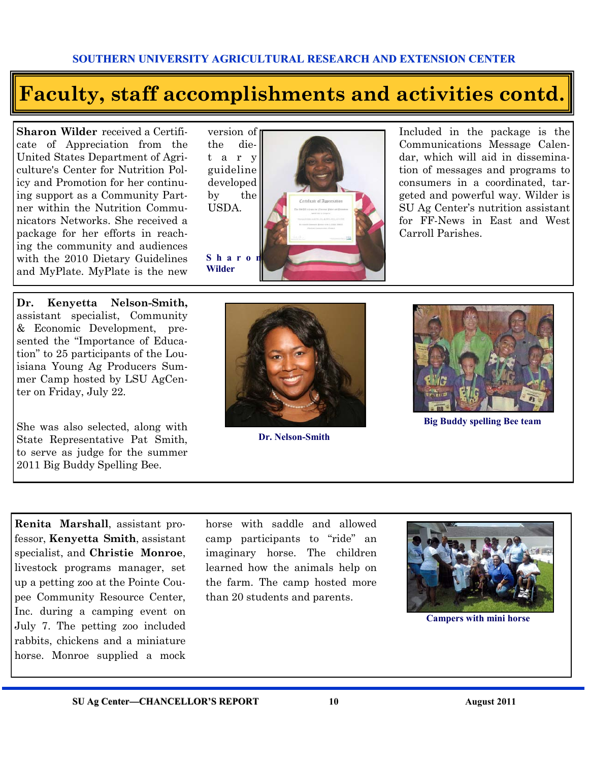# Faculty, staff accomplishments and activities contd.

**Sharon Wilder** received a Certificate of Appreciation from the United States Department of Agriculture's Center for Nutrition Policy and Promotion for her continuing support as a Community Partner within the Nutrition Communicators Networks. She received a package for her efforts in reaching the community and audiences with the 2010 Dietary Guidelines and MyPlate. MyPlate is the new version of the dietary guideline developed by the USDA.

Sharon Wilder

Included in the package is the Communications Message Calendar, which will aid in dissemination of messages and programs to consumers in a coordinated, targeted and powerful way. Wilder is SU Ag Center's nutrition assistant for FF-News in East and West Carroll Parishes.

**Dr. Kenyetta Nelson-Smith,** assistant specialist, Community & Economic Development, presented the "Importance of Education" to 25 participants of the Louisiana Young Ag Producers Summer Camp hosted by LSU AgCenter on Friday, July 22.

She was also selected, along with State Representative Pat Smith, to serve as judge for the summer 2011 Big Buddy Spelling Bee.

Dr. Nelson-Smith

Big Buddy spelling Bee team

**Renita Marshall**, assistant professor, **Kenyetta Smith**, assistant specialist, and **Christie Monroe**, livestock programs manager, set up a petting zoo at the Pointe Coupee Community Resource Center, Inc. during a camping event on July 7. The petting zoo included rabbits, chickens and a miniature horse. Monroe supplied a mock horse with saddle and allowed camp participants to "ride" an imaginary horse. The children learned how the animals help on the farm. The camp hosted more than 20 students and parents.

Campers with mini horse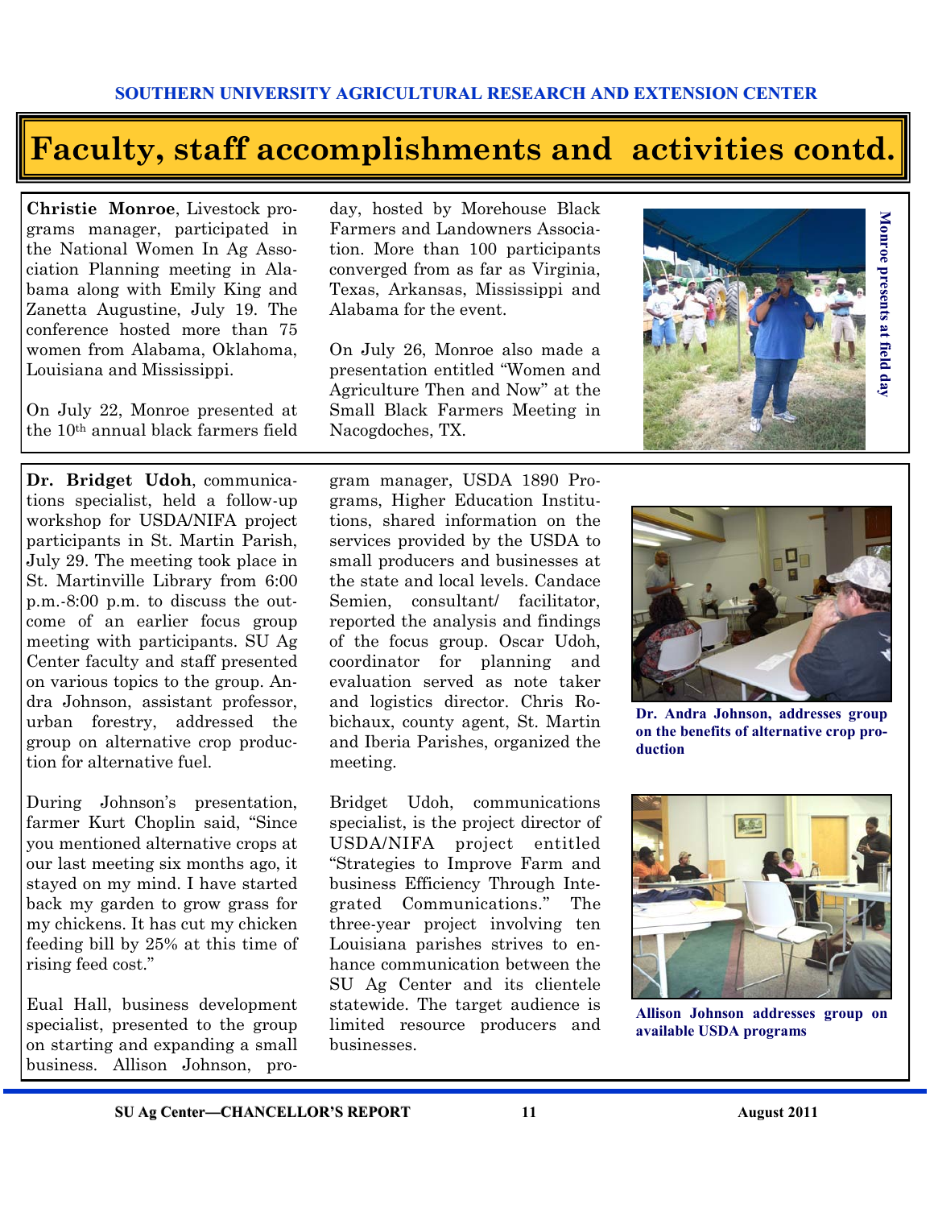# Faculty, staff accomplishments and activities contd.

**Christie Monroe**, Livestock programs manager, participated in the National Women In Ag Association Planning meeting in Alabama along with Emily King and Zanetta Augustine, July 19. The conference hosted more than 75 women from Alabama, Oklahoma, Louisiana and Mississippi.

On July 22, Monroe presented at the 10th annual black farmers field day, hosted by Morehouse Black Farmers and Landowners Association. More than 100 participants converged from as far as Virginia, Texas, Arkansas, Mississippi and Alabama for the event.

On July 26, Monroe also made a presentation entitled "Women and Agriculture Then and Now" at the Small Black Farmers Meeting in Nacogdoches, TX.

**Monroe presents at field day**

**Dr. Bridget Udoh**, communications specialist, held a follow-up workshop for USDA/NIFA project participants in St. Martin Parish, July 29. The meeting took place in St. Martinville Library from 6:00 p.m.-8:00 p.m. to discuss the outcome of an earlier focus group meeting with participants. SU Ag Center faculty and staff presented on various topics to the group. Andra Johnson, assistant professor, urban forestry, addressed the group on alternative crop production for alternative fuel.

During Johnson's presentation, farmer Kurt Choplin said, "Since you mentioned alternative crops at our last meeting six months ago, it stayed on my mind. I have started back my garden to grow grass for my chickens. It has cut my chicken feeding bill by 25% at this time of rising feed cost."

Eual Hall, business development specialist, presented to the group on starting and expanding a small business. Allison Johnson, program manager, USDA 1890 Programs, Higher Education Institutions, shared information on the services provided by the USDA to small producers and businesses at the state and local levels. Candace Semien, consultant/ facilitator, reported the analysis and findings of the focus group. Oscar Udoh, coordinator for planning and evaluation served as note taker and logistics director. Chris Robichaux, county agent, St. Martin and Iberia Parishes, organized the meeting.

Bridget Udoh, communications specialist, is the project director of USDA/NIFA project entitled "Strategies to Improve Farm and business Efficiency Through Integrated Communications." The three-year project involving ten Louisiana parishes strives to enhance communication between the SU Ag Center and its clientele statewide. The target audience is limited resource producers and businesses.

**Dr. Andra Johnson, addresses group on the benefits of alternative crop production**

**Allison Johnson addresses group on available USDA programs**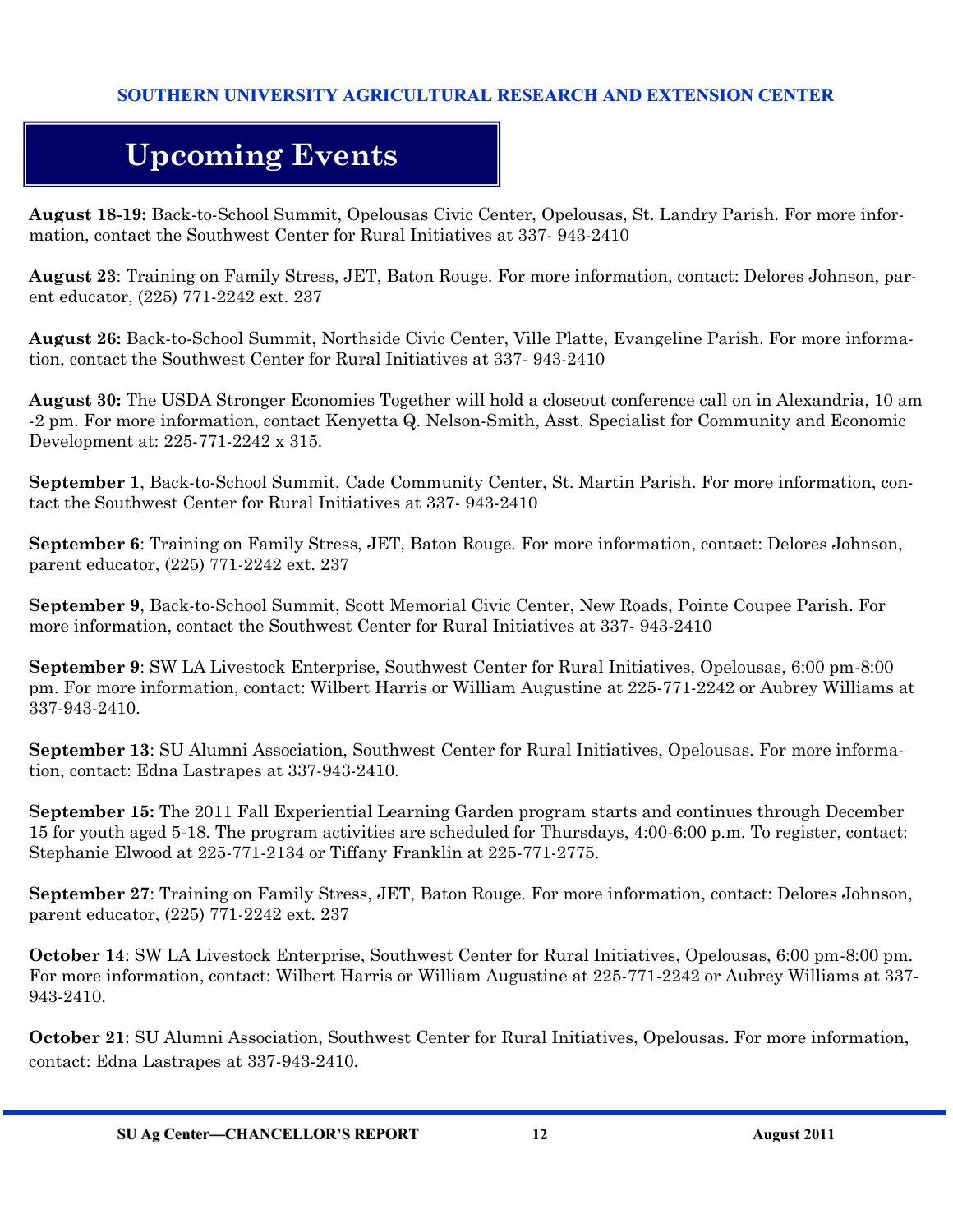SOUTHERN UNIVERSITY AGRICULTURAL RESEARCH AND EXTENSION CENTER

# Upcoming Events

**August 18-19:** Back-to-School Summit, Opelousas Civic Center, Opelousas, St. Landry Parish. For more information, contact the Southwest Center for Rural Initiatives at 337- 943-2410

**August 23**: Training on Family Stress, JET, Baton Rouge. For more information, contact: Delores Johnson, parent educator, (225) 771-2242 ext. 237

**August 26:** Back-to-School Summit, Northside Civic Center, Ville Platte, Evangeline Parish. For more information, contact the Southwest Center for Rural Initiatives at 337- 943-2410

**August 30:** The USDA Stronger Economies Together will hold a closeout conference call on in Alexandria, 10 am -2 pm. For more information, contact Kenyetta Q. Nelson-Smith, Asst. Specialist for Community and Economic Development at: 225-771-2242 x 315.

**September 1**, Back-to-School Summit, Cade Community Center, St. Martin Parish. For more information, contact the Southwest Center for Rural Initiatives at 337- 943-2410

**September 6**: Training on Family Stress, JET, Baton Rouge. For more information, contact: Delores Johnson, parent educator, (225) 771-2242 ext. 237

**September 9**, Back-to-School Summit, Scott Memorial Civic Center, New Roads, Pointe Coupee Parish. For more information, contact the Southwest Center for Rural Initiatives at 337- 943-2410

**September 9**: SW LA Livestock Enterprise, Southwest Center for Rural Initiatives, Opelousas, 6:00 pm-8:00 pm. For more information, contact: Wilbert Harris or William Augustine at 225-771-2242 or Aubrey Williams at 337-943-2410.

**September 13**: SU Alumni Association, Southwest Center for Rural Initiatives, Opelousas. For more information, contact: Edna Lastrapes at 337-943-2410.

**September 15:** The 2011 Fall Experiential Learning Garden program starts and continues through December 15 for youth aged 5-18. The program activities are scheduled for Thursdays, 4:00-6:00 p.m. To register, contact: Stephanie Elwood at 225-771-2134 or Tiffany Franklin at 225-771-2775.

**September 27**: Training on Family Stress, JET, Baton Rouge. For more information, contact: Delores Johnson, parent educator, (225) 771-2242 ext. 237

**October 14**: SW LA Livestock Enterprise, Southwest Center for Rural Initiatives, Opelousas, 6:00 pm-8:00 pm. For more information, contact: Wilbert Harris or William Augustine at 225-771-2242 or Aubrey Williams at 337-943-2410.

**October 21**: SU Alumni Association, Southwest Center for Rural Initiatives, Opelousas. For more information, contact: Edna Lastrapes at 337-943-2410.